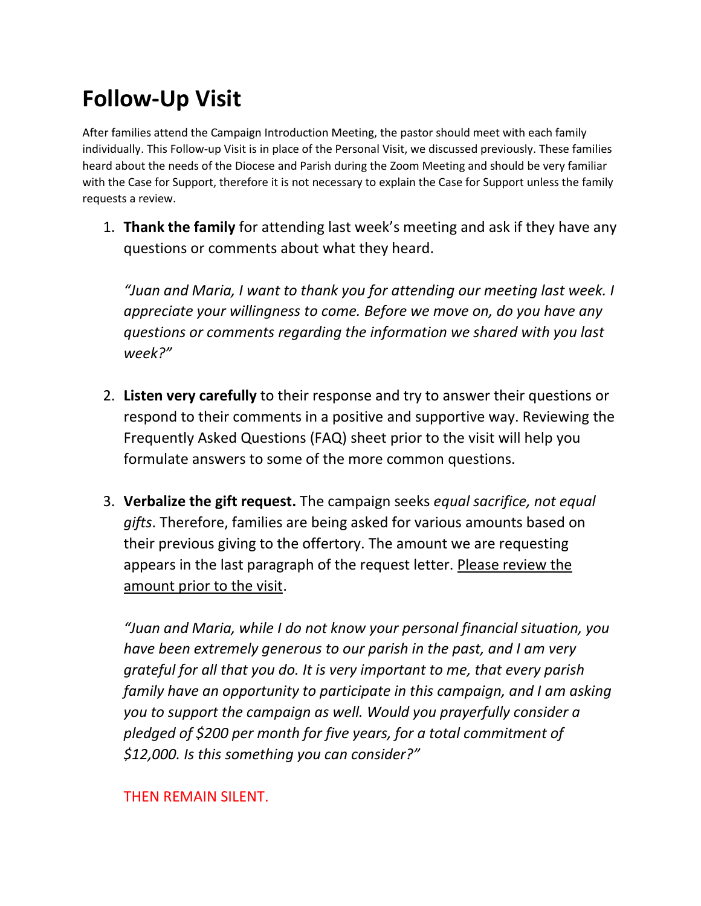# Follow-Up Visit

After families attend the Campaign Introduction Meeting, the pastor should meet with each family individually. This Follow-up Visit is in place of the Personal Visit, we discussed previously. These families heard about the needs of the Diocese and Parish during the Zoom Meeting and should be very familiar with the Case for Support, therefore it is not necessary to explain the Case for Support unless the family requests a review.

1. **Thank the family** for attending last week's meeting and ask if they have any questions or comments about what they heard.

   *"Juan and Maria, I want to thank you for attending our meeting last week. I appreciate your willingness to come. Before we move on, do you have any questions or comments regarding the information we shared with you last week?"*

2. **Listen very carefully** to their response and try to answer their questions or respond to their comments in a positive and supportive way. Reviewing the Frequently Asked Questions (FAQ) sheet prior to the visit will help you formulate answers to some of the more common questions.

3. **Verbalize the gift request.** The campaign seeks *equal sacrifice, not equal gifts*. Therefore, families are being asked for various amounts based on their previous giving to the offertory. The amount we are requesting appears in the last paragraph of the request letter. <u>Please review the amount prior to the visit</u>.

   *"Juan and Maria, while I do not know your personal financial situation, you have been extremely generous to our parish in the past, and I am very grateful for all that you do. It is very important to me, that every parish family have an opportunity to participate in this campaign, and I am asking you to support the campaign as well. Would you prayerfully consider a pledged of $200 per month for five years, for a total commitment of $12,000. Is this something you can consider?"*

   THEN REMAIN SILENT.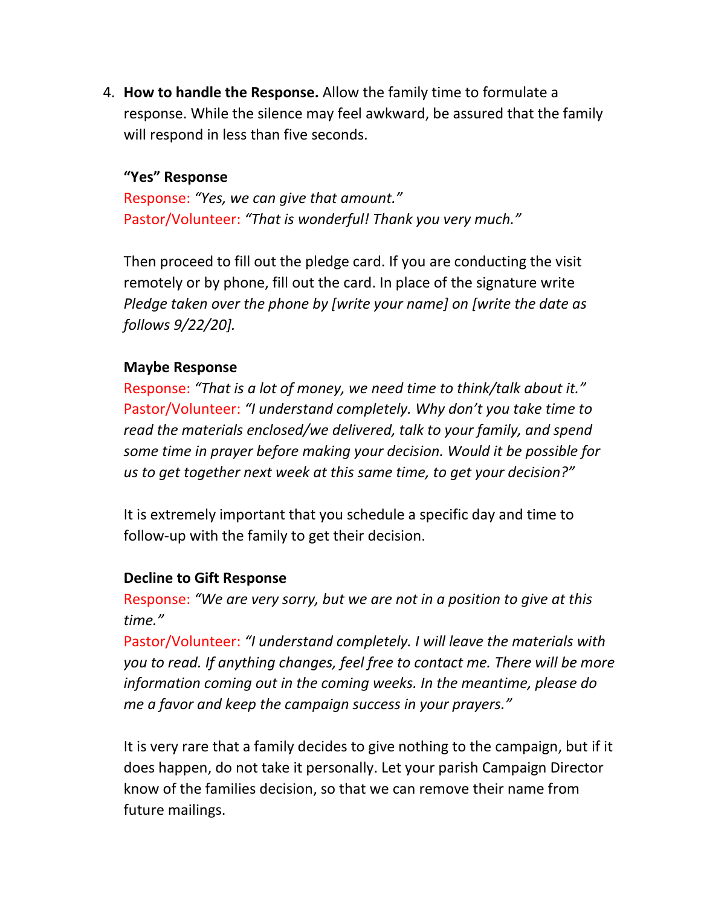4. **How to handle the Response.** Allow the family time to formulate a response. While the silence may feel awkward, be assured that the family will respond in less than five seconds.

   **"Yes" Response**
   Response: *"Yes, we can give that amount."*
   Pastor/Volunteer: *"That is wonderful! Thank you very much."*

   Then proceed to fill out the pledge card. If you are conducting the visit remotely or by phone, fill out the card. In place of the signature write *Pledge taken over the phone by [write your name] on [write the date as follows 9/22/20].*

   **Maybe Response**
   Response: *"That is a lot of money, we need time to think/talk about it."*
   Pastor/Volunteer: *"I understand completely. Why don't you take time to read the materials enclosed/we delivered, talk to your family, and spend some time in prayer before making your decision. Would it be possible for us to get together next week at this same time, to get your decision?"*

   It is extremely important that you schedule a specific day and time to follow-up with the family to get their decision.

   **Decline to Gift Response**
   Response: *"We are very sorry, but we are not in a position to give at this time."*
   Pastor/Volunteer: *"I understand completely. I will leave the materials with you to read. If anything changes, feel free to contact me. There will be more information coming out in the coming weeks. In the meantime, please do me a favor and keep the campaign success in your prayers."*

   It is very rare that a family decides to give nothing to the campaign, but if it does happen, do not take it personally. Let your parish Campaign Director know of the families decision, so that we can remove their name from future mailings.